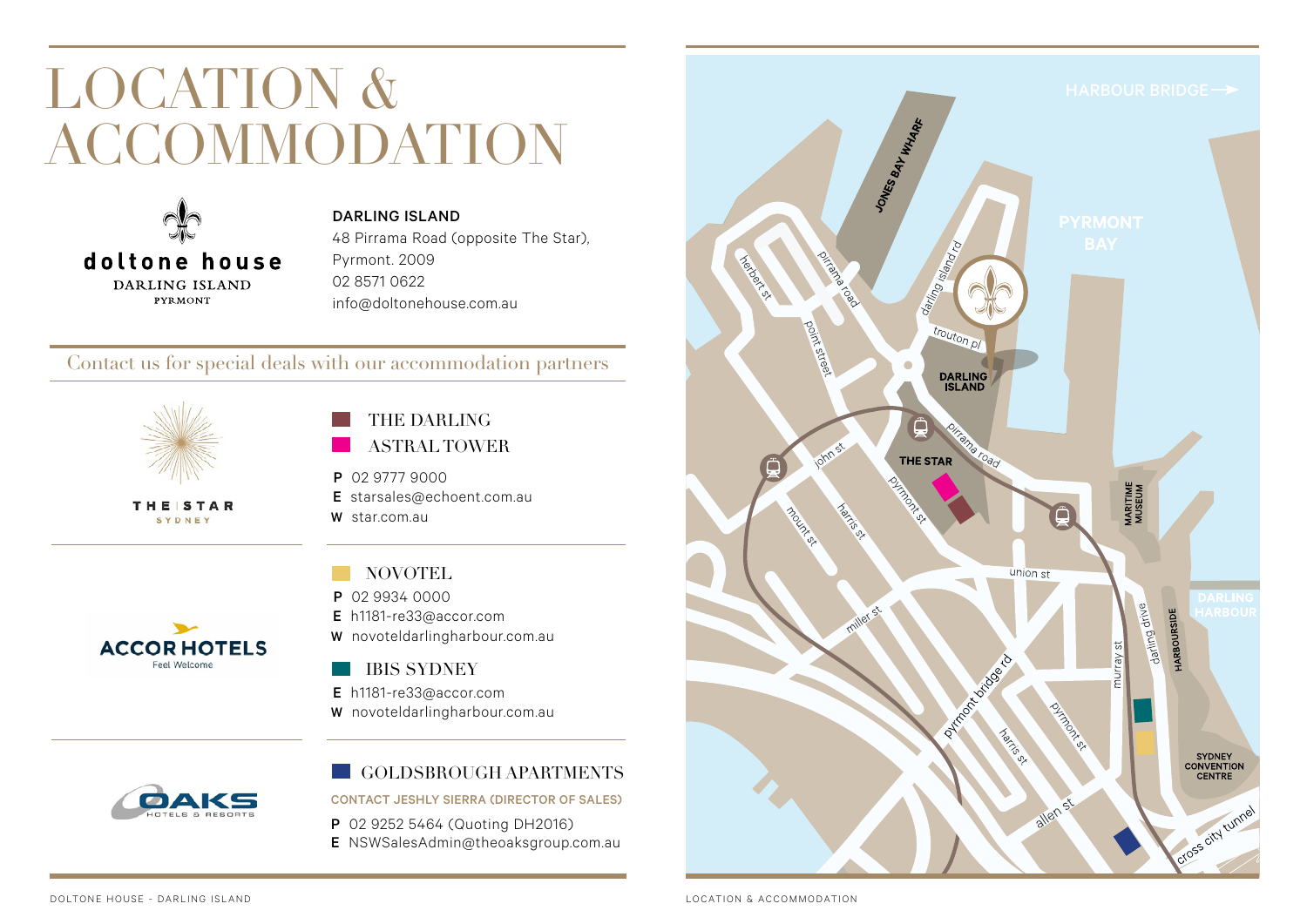# LOCATION & ACCOMMODATION

doltone house
DARLING ISLAND
PYRMONT

**DARLING ISLAND**
48 Pirrama Road (opposite The Star),
Pyrmont. 2009
02 8571 0622
info@doltonehouse.com.au

## Contact us for special deals with our accommodation partners

THE STAR SYDNEY

### THE DARLING
### ASTRAL TOWER

**P** 02 9777 9000
**E** starsales@echoent.com.au
**W** star.com.au

ACCOR HOTELS
Feel Welcome

### NOVOTEL

**P** 02 9934 0000
**E** h1181-re33@accor.com
**W** novoteldarlingharbour.com.au

### IBIS SYDNEY

**E** h1181-re33@accor.com
**W** novoteldarlingharbour.com.au

OAKS HOTELS & RESORTS

### GOLDSBROUGH APARTMENTS

CONTACT JESHLY SIERRA (DIRECTOR OF SALES)

**P** 02 9252 5464 (Quoting DH2016)
**E** NSWSalesAdmin@theoaksgroup.com.au

HARBOUR BRIDGE →
PYRMONT BAY
JONES BAY WHARF
herbert st
pirrama road
point street
darling island rd
trouton pl
DARLING ISLAND
pirrama road
THE STAR
john st
pyrmont st
mount st
harris st
MARITIME MUSEUM
union st
DARLING HARBOUR
miller st
darling drive
HARBOURSIDE
murray st
pyrmont bridge rd
pyrmont st
harris st
SYDNEY CONVENTION CENTRE
allen st
cross city tunnel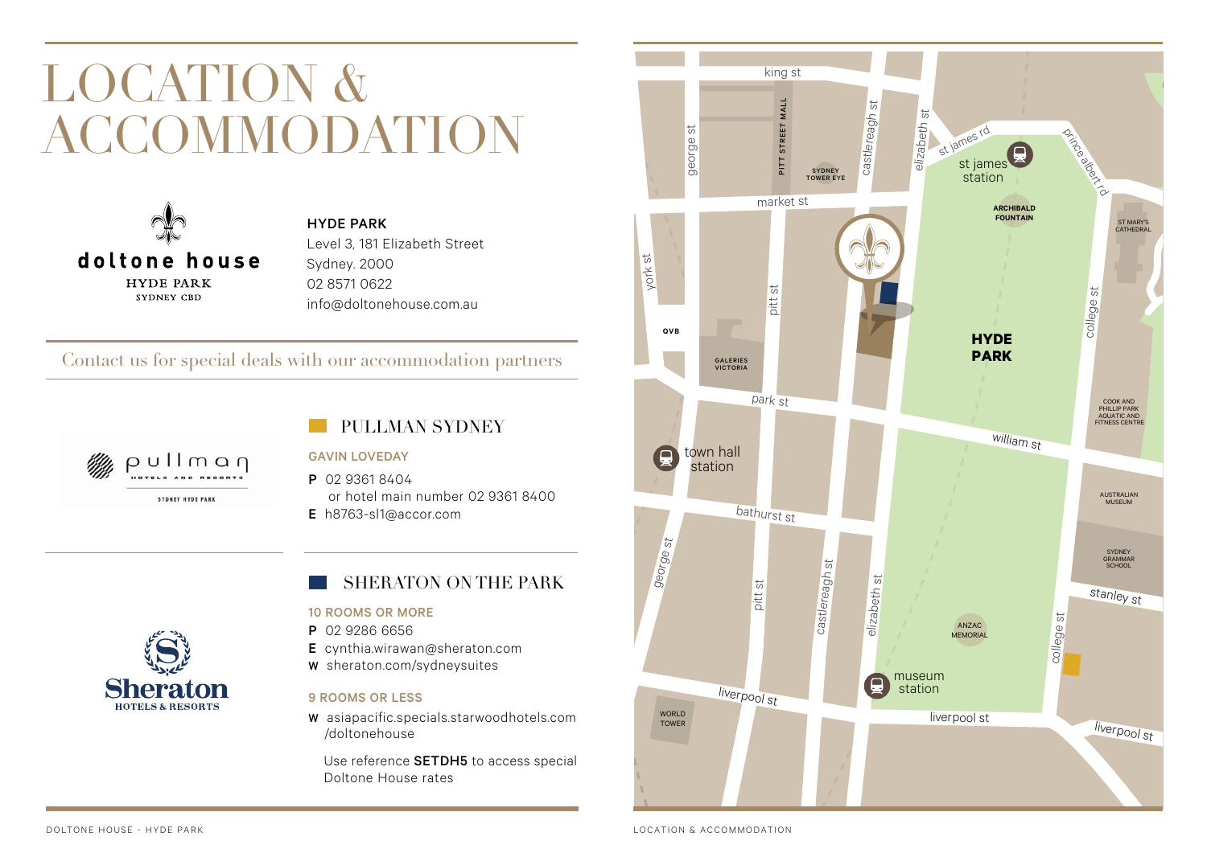# LOCATION & ACCOMMODATION

doltone house
HYDE PARK
SYDNEY CBD

**HYDE PARK**
Level 3, 181 Elizabeth Street
Sydney. 2000
02 8571 0622
info@doltonehouse.com.au

Contact us for special deals with our accommodation partners

## PULLMAN SYDNEY

**GAVIN LOVEDAY**

**P** 02 9361 8404
or hotel main number 02 9361 8400
**E** h8763-sl1@accor.com

## SHERATON ON THE PARK

**10 ROOMS OR MORE**

**P** 02 9286 6656
**E** cynthia.wirawan@sheraton.com
**W** sheraton.com/sydneysuites

**9 ROOMS OR LESS**

**W** asiapacific.specials.starwoodhotels.com/doltonehouse

Use reference **SETDH5** to access special Doltone House rates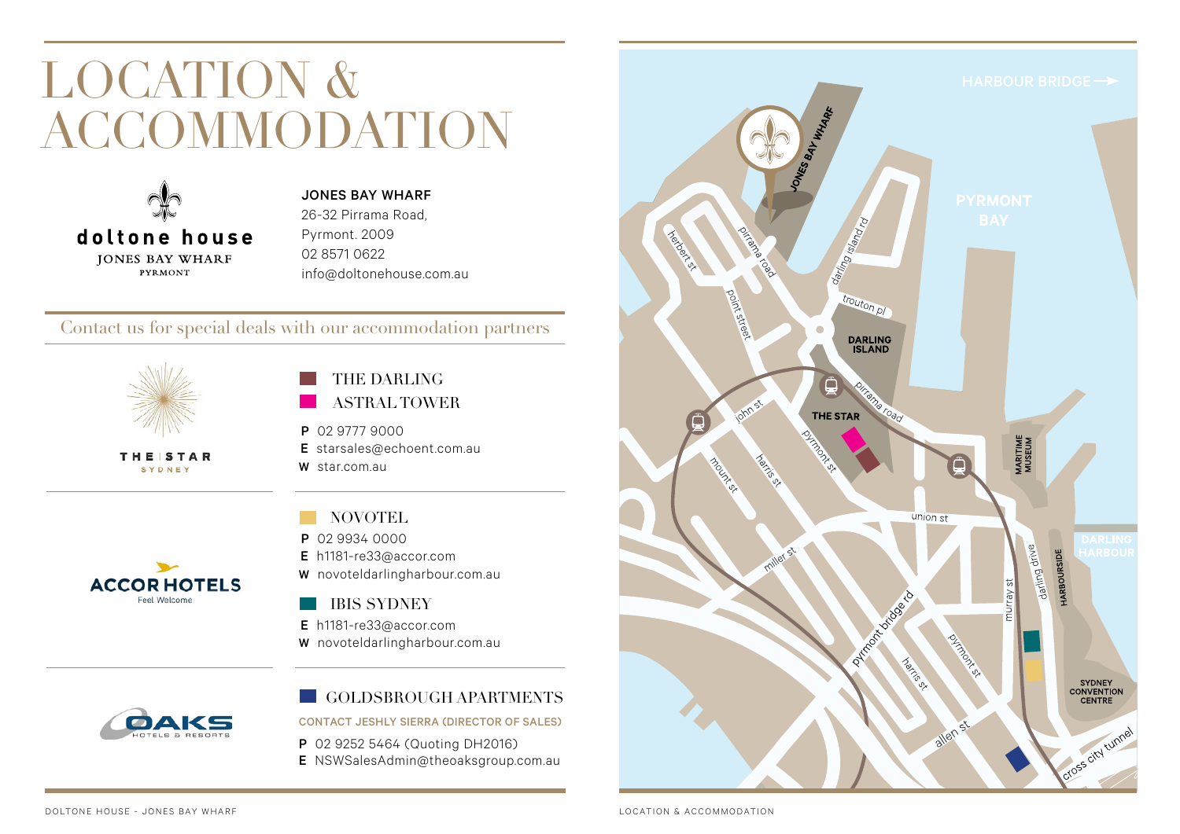# LOCATION & ACCOMMODATION

doltone house
JONES BAY WHARF
PYRMONT

**JONES BAY WHARF**
26-32 Pirrama Road,
Pyrmont. 2009
02 8571 0622
info@doltonehouse.com.au

## Contact us for special deals with our accommodation partners

THE STAR SYDNEY

### THE DARLING
### ASTRAL TOWER

**P** 02 9777 9000
**E** starsales@echoent.com.au
**W** star.com.au

ACCOR HOTELS
Feel Welcome

### NOVOTEL

**P** 02 9934 0000
**E** h1181-re33@accor.com
**W** novoteldarlingharbour.com.au

### IBIS SYDNEY

**E** h1181-re33@accor.com
**W** novoteldarlingharbour.com.au

OAKS HOTELS & RESORTS

### GOLDSBROUGH APARTMENTS

CONTACT JESHLY SIERRA (DIRECTOR OF SALES)

**P** 02 9252 5464 (Quoting DH2016)
**E** NSWSalesAdmin@theoaksgroup.com.au

HARBOUR BRIDGE
JONES BAY WHARF
PYRMONT BAY
herbert st
pirrama road
point street
darling island rd
trouton pl
DARLING ISLAND
pirrama road
THE STAR
john st
pyrmont st
mount st
harris st
MARITIME MUSEUM
union st
DARLING HARBOUR
miller st
darling drive
HARBOURSIDE
murray st
pyrmont bridge rd
harris st
pyrmont st
SYDNEY CONVENTION CENTRE
allen st
cross city tunnel